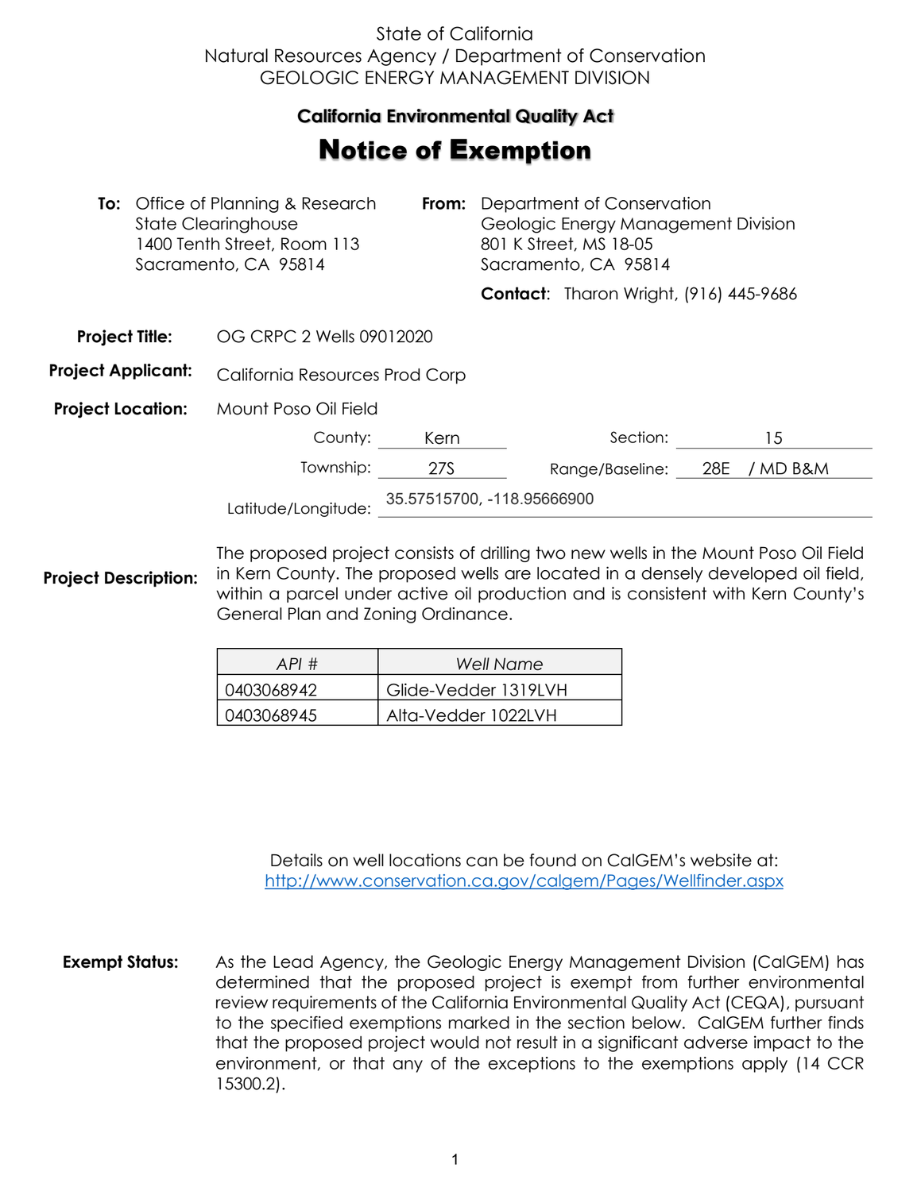State of California
Natural Resources Agency / Department of Conservation
GEOLOGIC ENERGY MANAGEMENT DIVISION

**California Environmental Quality Act**

# Notice of Exemption

**To:** Office of Planning & Research
State Clearinghouse
1400 Tenth Street, Room 113
Sacramento, CA 95814

**From:** Department of Conservation
Geologic Energy Management Division
801 K Street, MS 18-05
Sacramento, CA 95814

**Contact:** Tharon Wright, (916) 445-9686

**Project Title:** OG CRPC 2 Wells 09012020

**Project Applicant:** California Resources Prod Corp

**Project Location:** Mount Poso Oil Field

County: Kern
Section: 15
Township: 27S
Range/Baseline: 28E / MD B&M
Latitude/Longitude: 35.57515700, -118.95666900

**Project Description:** The proposed project consists of drilling two new wells in the Mount Poso Oil Field in Kern County. The proposed wells are located in a densely developed oil field, within a parcel under active oil production and is consistent with Kern County's General Plan and Zoning Ordinance.

| API # | Well Name |
|---|---|
| 0403068942 | Glide-Vedder 1319LVH |
| 0403068945 | Alta-Vedder 1022LVH |

Details on well locations can be found on CalGEM's website at:
http://www.conservation.ca.gov/calgem/Pages/Wellfinder.aspx

**Exempt Status:** As the Lead Agency, the Geologic Energy Management Division (CalGEM) has determined that the proposed project is exempt from further environmental review requirements of the California Environmental Quality Act (CEQA), pursuant to the specified exemptions marked in the section below. CalGEM further finds that the proposed project would not result in a significant adverse impact to the environment, or that any of the exceptions to the exemptions apply (14 CCR 15300.2).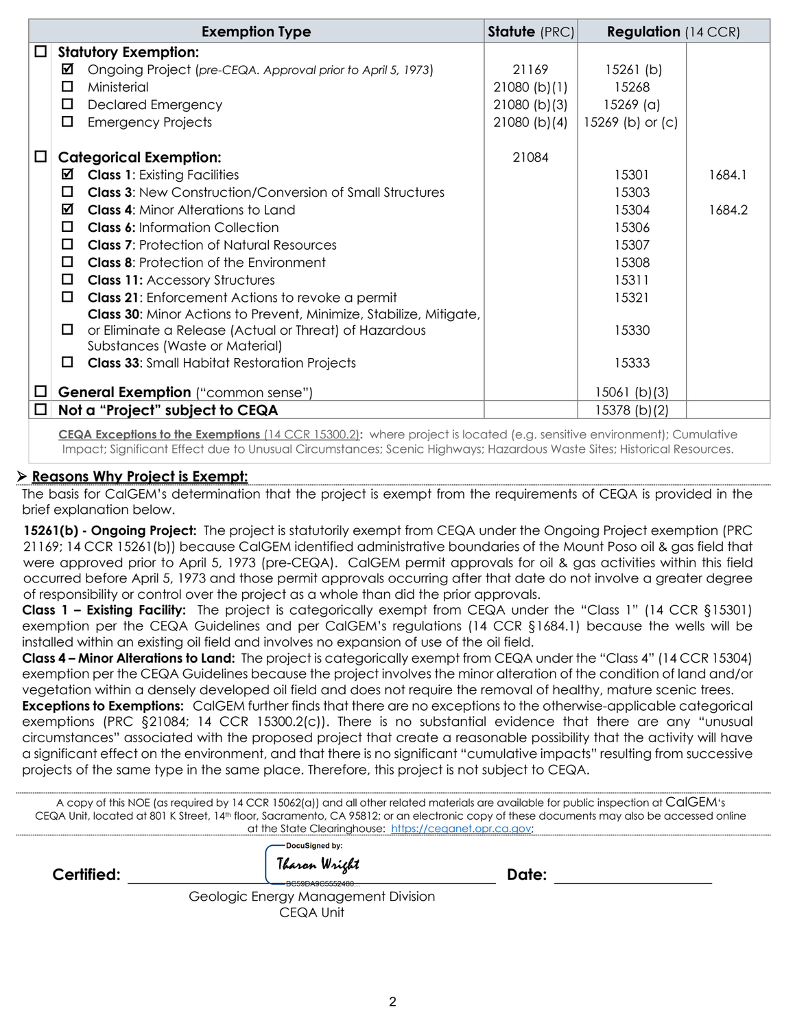| Exemption Type | Statute (PRC) | Regulation (14 CCR) | |
|---|---|---|---|
| ☐ **Statutory Exemption:** | | | |
| ☑ Ongoing Project (*pre-CEQA. Approval prior to April 5, 1973*) | 21169 | 15261 (b) | |
| ☐ Ministerial | 21080 (b)(1) | 15268 | |
| ☐ Declared Emergency | 21080 (b)(3) | 15269 (a) | |
| ☐ Emergency Projects | 21080 (b)(4) | 15269 (b) or (c) | |
| ☐ **Categorical Exemption:** | 21084 | | |
| ☑ **Class 1**: Existing Facilities | | 15301 | 1684.1 |
| ☐ **Class 3**: New Construction/Conversion of Small Structures | | 15303 | |
| ☑ **Class 4**: Minor Alterations to Land | | 15304 | 1684.2 |
| ☐ **Class 6**: Information Collection | | 15306 | |
| ☐ **Class 7**: Protection of Natural Resources | | 15307 | |
| ☐ **Class 8**: Protection of the Environment | | 15308 | |
| ☐ **Class 11:** Accessory Structures | | 15311 | |
| ☐ **Class 21**: Enforcement Actions to revoke a permit | | 15321 | |
| ☐ **Class 30**: Minor Actions to Prevent, Minimize, Stabilize, Mitigate, or Eliminate a Release (Actual or Threat) of Hazardous Substances (Waste or Material) | | 15330 | |
| ☐ **Class 33**: Small Habitat Restoration Projects | | 15333 | |
| ☐ **General Exemption** ("common sense") | | 15061 (b)(3) | |
| ☐ **Not a "Project" subject to CEQA** | | 15378 (b)(2) | |

CEQA Exceptions to the Exemptions (14 CCR 15300.2): where project is located (e.g. sensitive environment); Cumulative Impact; Significant Effect due to Unusual Circumstances; Scenic Highways; Hazardous Waste Sites; Historical Resources.

## ➤ Reasons Why Project is Exempt:

The basis for CalGEM's determination that the project is exempt from the requirements of CEQA is provided in the brief explanation below.

**15261(b) - Ongoing Project:** The project is statutorily exempt from CEQA under the Ongoing Project exemption (PRC 21169; 14 CCR 15261(b)) because CalGEM identified administrative boundaries of the Mount Poso oil & gas field that were approved prior to April 5, 1973 (pre-CEQA). CalGEM permit approvals for oil & gas activities within this field occurred before April 5, 1973 and those permit approvals occurring after that date do not involve a greater degree of responsibility or control over the project as a whole than did the prior approvals.

**Class 1 – Existing Facility:** The project is categorically exempt from CEQA under the "Class 1" (14 CCR §15301) exemption per the CEQA Guidelines and per CalGEM's regulations (14 CCR §1684.1) because the wells will be installed within an existing oil field and involves no expansion of use of the oil field.

**Class 4 – Minor Alterations to Land:** The project is categorically exempt from CEQA under the "Class 4" (14 CCR 15304) exemption per the CEQA Guidelines because the project involves the minor alteration of the condition of land and/or vegetation within a densely developed oil field and does not require the removal of healthy, mature scenic trees.

**Exceptions to Exemptions:** CalGEM further finds that there are no exceptions to the otherwise-applicable categorical exemptions (PRC §21084; 14 CCR 15300.2(c)). There is no substantial evidence that there are any "unusual circumstances" associated with the proposed project that create a reasonable possibility that the activity will have a significant effect on the environment, and that there is no significant "cumulative impacts" resulting from successive projects of the same type in the same place. Therefore, this project is not subject to CEQA.

A copy of this NOE (as required by 14 CCR 15062(a)) and all other related materials are available for public inspection at CalGEM's CEQA Unit, located at 801 K Street, 14th floor, Sacramento, CA 95812; or an electronic copy of these documents may also be accessed online at the State Clearinghouse: https://ceqanet.opr.ca.gov;

**Certified:** DocuSigned by: Tharon Wright BC59DA9C5552480... **Date:** ____________

Geologic Energy Management Division
CEQA Unit